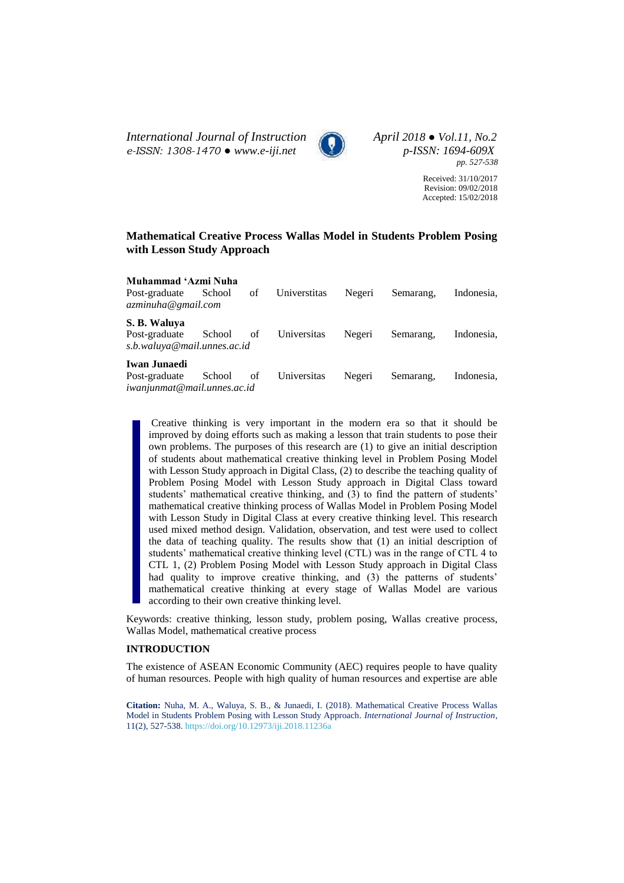*International Journal of Instruction*
*e-ISSN: 1308-1470 ● www.e-iji.net*

*April 2018 ● Vol.11, No.2*
*p-ISSN: 1694-609X*
*pp. 527-538*

Received: 31/10/2017
Revision: 09/02/2018
Accepted: 15/02/2018

# Mathematical Creative Process Wallas Model in Students Problem Posing with Lesson Study Approach

**Muhammad 'Azmi Nuha**
Post-graduate School of Universtitas Negeri Semarang, Indonesia, *azminuha@gmail.com*

**S. B. Waluya**
Post-graduate School of Universitas Negeri Semarang, Indonesia, *s.b.waluya@mail.unnes.ac.id*

**Iwan Junaedi**
Post-graduate School of Universitas Negeri Semarang, Indonesia, *iwanjunmat@mail.unnes.ac.id*

Creative thinking is very important in the modern era so that it should be improved by doing efforts such as making a lesson that train students to pose their own problems. The purposes of this research are (1) to give an initial description of students about mathematical creative thinking level in Problem Posing Model with Lesson Study approach in Digital Class, (2) to describe the teaching quality of Problem Posing Model with Lesson Study approach in Digital Class toward students' mathematical creative thinking, and (3) to find the pattern of students' mathematical creative thinking process of Wallas Model in Problem Posing Model with Lesson Study in Digital Class at every creative thinking level. This research used mixed method design. Validation, observation, and test were used to collect the data of teaching quality. The results show that (1) an initial description of students' mathematical creative thinking level (CTL) was in the range of CTL 4 to CTL 1, (2) Problem Posing Model with Lesson Study approach in Digital Class had quality to improve creative thinking, and (3) the patterns of students' mathematical creative thinking at every stage of Wallas Model are various according to their own creative thinking level.

Keywords: creative thinking, lesson study, problem posing, Wallas creative process, Wallas Model, mathematical creative process

## INTRODUCTION

The existence of ASEAN Economic Community (AEC) requires people to have quality of human resources. People with high quality of human resources and expertise are able

**Citation:** Nuha, M. A., Waluya, S. B., & Junaedi, I. (2018). Mathematical Creative Process Wallas Model in Students Problem Posing with Lesson Study Approach. *International Journal of Instruction*, 11(2), 527-538. https://doi.org/10.12973/iji.2018.11236a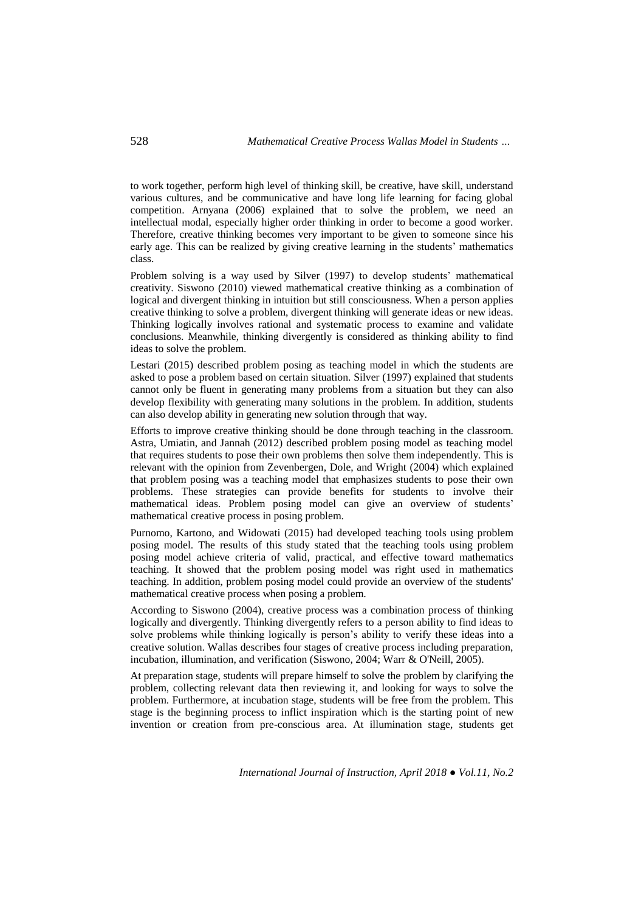to work together, perform high level of thinking skill, be creative, have skill, understand various cultures, and be communicative and have long life learning for facing global competition. Arnyana (2006) explained that to solve the problem, we need an intellectual modal, especially higher order thinking in order to become a good worker. Therefore, creative thinking becomes very important to be given to someone since his early age. This can be realized by giving creative learning in the students' mathematics class.

Problem solving is a way used by Silver (1997) to develop students' mathematical creativity. Siswono (2010) viewed mathematical creative thinking as a combination of logical and divergent thinking in intuition but still consciousness. When a person applies creative thinking to solve a problem, divergent thinking will generate ideas or new ideas. Thinking logically involves rational and systematic process to examine and validate conclusions. Meanwhile, thinking divergently is considered as thinking ability to find ideas to solve the problem.

Lestari (2015) described problem posing as teaching model in which the students are asked to pose a problem based on certain situation. Silver (1997) explained that students cannot only be fluent in generating many problems from a situation but they can also develop flexibility with generating many solutions in the problem. In addition, students can also develop ability in generating new solution through that way.

Efforts to improve creative thinking should be done through teaching in the classroom. Astra, Umiatin, and Jannah (2012) described problem posing model as teaching model that requires students to pose their own problems then solve them independently. This is relevant with the opinion from Zevenbergen, Dole, and Wright (2004) which explained that problem posing was a teaching model that emphasizes students to pose their own problems. These strategies can provide benefits for students to involve their mathematical ideas. Problem posing model can give an overview of students' mathematical creative process in posing problem.

Purnomo, Kartono, and Widowati (2015) had developed teaching tools using problem posing model. The results of this study stated that the teaching tools using problem posing model achieve criteria of valid, practical, and effective toward mathematics teaching. It showed that the problem posing model was right used in mathematics teaching. In addition, problem posing model could provide an overview of the students' mathematical creative process when posing a problem.

According to Siswono (2004), creative process was a combination process of thinking logically and divergently. Thinking divergently refers to a person ability to find ideas to solve problems while thinking logically is person's ability to verify these ideas into a creative solution. Wallas describes four stages of creative process including preparation, incubation, illumination, and verification (Siswono, 2004; Warr & O'Neill, 2005).

At preparation stage, students will prepare himself to solve the problem by clarifying the problem, collecting relevant data then reviewing it, and looking for ways to solve the problem. Furthermore, at incubation stage, students will be free from the problem. This stage is the beginning process to inflict inspiration which is the starting point of new invention or creation from pre-conscious area. At illumination stage, students get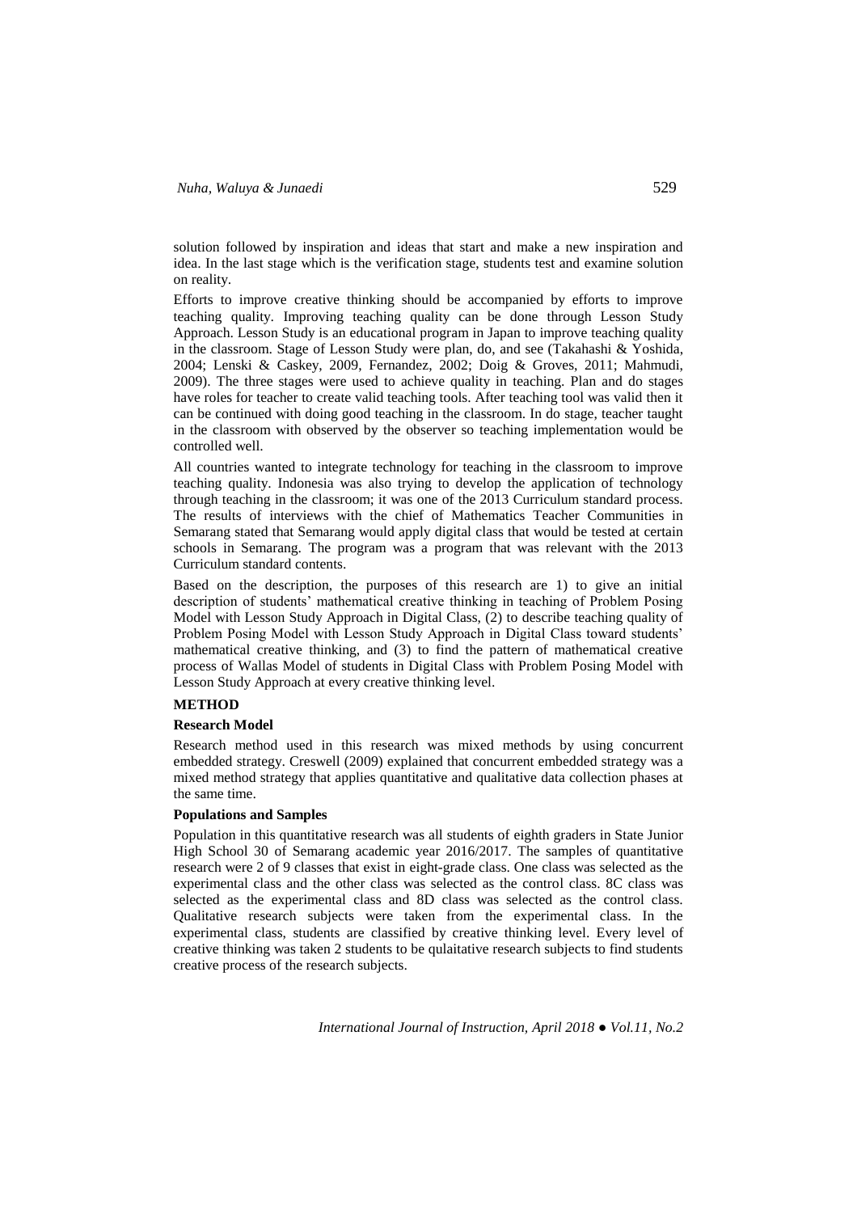solution followed by inspiration and ideas that start and make a new inspiration and idea. In the last stage which is the verification stage, students test and examine solution on reality.

Efforts to improve creative thinking should be accompanied by efforts to improve teaching quality. Improving teaching quality can be done through Lesson Study Approach. Lesson Study is an educational program in Japan to improve teaching quality in the classroom. Stage of Lesson Study were plan, do, and see (Takahashi & Yoshida, 2004; Lenski & Caskey, 2009, Fernandez, 2002; Doig & Groves, 2011; Mahmudi, 2009). The three stages were used to achieve quality in teaching. Plan and do stages have roles for teacher to create valid teaching tools. After teaching tool was valid then it can be continued with doing good teaching in the classroom. In do stage, teacher taught in the classroom with observed by the observer so teaching implementation would be controlled well.

All countries wanted to integrate technology for teaching in the classroom to improve teaching quality. Indonesia was also trying to develop the application of technology through teaching in the classroom; it was one of the 2013 Curriculum standard process. The results of interviews with the chief of Mathematics Teacher Communities in Semarang stated that Semarang would apply digital class that would be tested at certain schools in Semarang. The program was a program that was relevant with the 2013 Curriculum standard contents.

Based on the description, the purposes of this research are 1) to give an initial description of students' mathematical creative thinking in teaching of Problem Posing Model with Lesson Study Approach in Digital Class, (2) to describe teaching quality of Problem Posing Model with Lesson Study Approach in Digital Class toward students' mathematical creative thinking, and (3) to find the pattern of mathematical creative process of Wallas Model of students in Digital Class with Problem Posing Model with Lesson Study Approach at every creative thinking level.

## METHOD

### Research Model

Research method used in this research was mixed methods by using concurrent embedded strategy. Creswell (2009) explained that concurrent embedded strategy was a mixed method strategy that applies quantitative and qualitative data collection phases at the same time.

### Populations and Samples

Population in this quantitative research was all students of eighth graders in State Junior High School 30 of Semarang academic year 2016/2017. The samples of quantitative research were 2 of 9 classes that exist in eight-grade class. One class was selected as the experimental class and the other class was selected as the control class. 8C class was selected as the experimental class and 8D class was selected as the control class. Qualitative research subjects were taken from the experimental class. In the experimental class, students are classified by creative thinking level. Every level of creative thinking was taken 2 students to be qulaitative research subjects to find students creative process of the research subjects.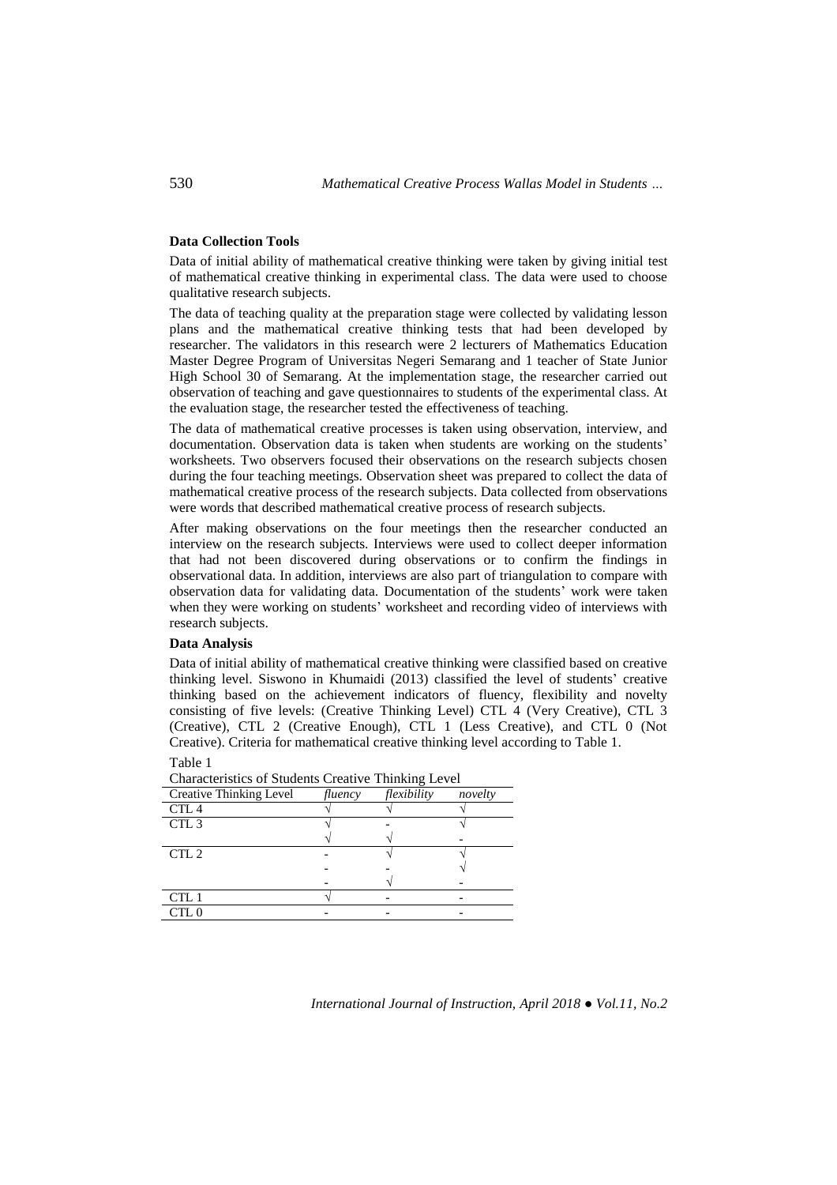**Data Collection Tools**

Data of initial ability of mathematical creative thinking were taken by giving initial test of mathematical creative thinking in experimental class. The data were used to choose qualitative research subjects.

The data of teaching quality at the preparation stage were collected by validating lesson plans and the mathematical creative thinking tests that had been developed by researcher. The validators in this research were 2 lecturers of Mathematics Education Master Degree Program of Universitas Negeri Semarang and 1 teacher of State Junior High School 30 of Semarang. At the implementation stage, the researcher carried out observation of teaching and gave questionnaires to students of the experimental class. At the evaluation stage, the researcher tested the effectiveness of teaching.

The data of mathematical creative processes is taken using observation, interview, and documentation. Observation data is taken when students are working on the students' worksheets. Two observers focused their observations on the research subjects chosen during the four teaching meetings. Observation sheet was prepared to collect the data of mathematical creative process of the research subjects. Data collected from observations were words that described mathematical creative process of research subjects.

After making observations on the four meetings then the researcher conducted an interview on the research subjects. Interviews were used to collect deeper information that had not been discovered during observations or to confirm the findings in observational data. In addition, interviews are also part of triangulation to compare with observation data for validating data. Documentation of the students' work were taken when they were working on students' worksheet and recording video of interviews with research subjects.

**Data Analysis**

Data of initial ability of mathematical creative thinking were classified based on creative thinking level. Siswono in Khumaidi (2013) classified the level of students' creative thinking based on the achievement indicators of fluency, flexibility and novelty consisting of five levels: (Creative Thinking Level) CTL 4 (Very Creative), CTL 3 (Creative), CTL 2 (Creative Enough), CTL 1 (Less Creative), and CTL 0 (Not Creative). Criteria for mathematical creative thinking level according to Table 1.

Table 1
Characteristics of Students Creative Thinking Level

| Creative Thinking Level | *fluency* | *flexibility* | *novelty* |
|---|---|---|---|
| CTL 4 | √ | √ | √ |
| CTL 3 | √ | - | √ |
| | √ | √ | - |
| CTL 2 | - | √ | √ |
| | - | - | √ |
| | - | √ | - |
| CTL 1 | √ | - | - |
| CTL 0 | - | - | - |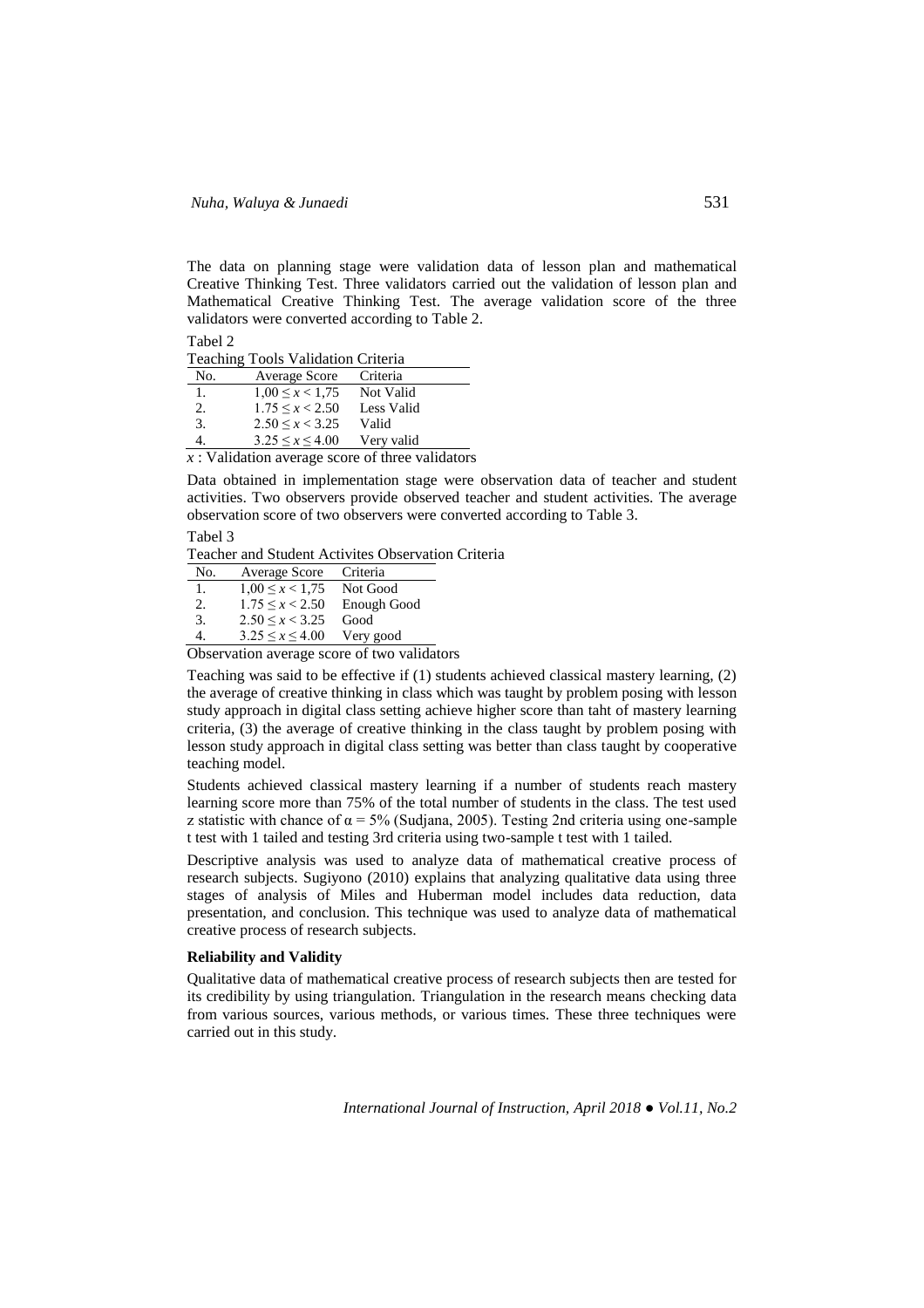The data on planning stage were validation data of lesson plan and mathematical Creative Thinking Test. Three validators carried out the validation of lesson plan and Mathematical Creative Thinking Test. The average validation score of the three validators were converted according to Table 2.

Tabel 2

Teaching Tools Validation Criteria

| No. | Average Score | Criteria |
|---|---|---|
| 1. | $1,00 \leq x < 1,75$ | Not Valid |
| 2. | $1.75 \leq x < 2.50$ | Less Valid |
| 3. | $2.50 \leq x < 3.25$ | Valid |
| 4. | $3.25 \leq x \leq 4.00$ | Very valid |

$x$ : Validation average score of three validators

Data obtained in implementation stage were observation data of teacher and student activities. Two observers provide observed teacher and student activities. The average observation score of two observers were converted according to Table 3.

Tabel 3

Teacher and Student Activites Observation Criteria

| No. | Average Score | Criteria |
|---|---|---|
| 1. | $1,00 \leq x < 1,75$ | Not Good |
| 2. | $1.75 \leq x < 2.50$ | Enough Good |
| 3. | $2.50 \leq x < 3.25$ | Good |
| 4. | $3.25 \leq x \leq 4.00$ | Very good |

Observation average score of two validators

Teaching was said to be effective if (1) students achieved classical mastery learning, (2) the average of creative thinking in class which was taught by problem posing with lesson study approach in digital class setting achieve higher score than taht of mastery learning criteria, (3) the average of creative thinking in the class taught by problem posing with lesson study approach in digital class setting was better than class taught by cooperative teaching model.

Students achieved classical mastery learning if a number of students reach mastery learning score more than 75% of the total number of students in the class. The test used z statistic with chance of $\alpha = 5\%$ (Sudjana, 2005). Testing 2nd criteria using one-sample t test with 1 tailed and testing 3rd criteria using two-sample t test with 1 tailed.

Descriptive analysis was used to analyze data of mathematical creative process of research subjects. Sugiyono (2010) explains that analyzing qualitative data using three stages of analysis of Miles and Huberman model includes data reduction, data presentation, and conclusion. This technique was used to analyze data of mathematical creative process of research subjects.

**Reliability and Validity**

Qualitative data of mathematical creative process of research subjects then are tested for its credibility by using triangulation. Triangulation in the research means checking data from various sources, various methods, or various times. These three techniques were carried out in this study.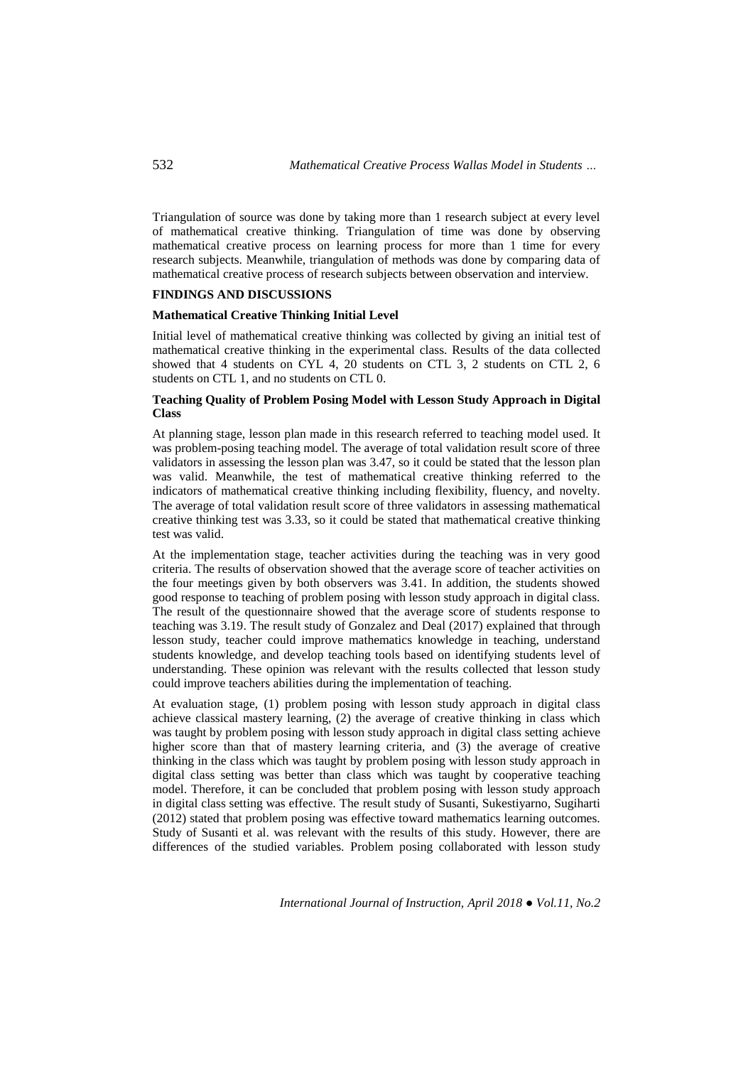Triangulation of source was done by taking more than 1 research subject at every level of mathematical creative thinking. Triangulation of time was done by observing mathematical creative process on learning process for more than 1 time for every research subjects. Meanwhile, triangulation of methods was done by comparing data of mathematical creative process of research subjects between observation and interview.

## FINDINGS AND DISCUSSIONS

### Mathematical Creative Thinking Initial Level

Initial level of mathematical creative thinking was collected by giving an initial test of mathematical creative thinking in the experimental class. Results of the data collected showed that 4 students on CYL 4, 20 students on CTL 3, 2 students on CTL 2, 6 students on CTL 1, and no students on CTL 0.

### Teaching Quality of Problem Posing Model with Lesson Study Approach in Digital Class

At planning stage, lesson plan made in this research referred to teaching model used. It was problem-posing teaching model. The average of total validation result score of three validators in assessing the lesson plan was 3.47, so it could be stated that the lesson plan was valid. Meanwhile, the test of mathematical creative thinking referred to the indicators of mathematical creative thinking including flexibility, fluency, and novelty. The average of total validation result score of three validators in assessing mathematical creative thinking test was 3.33, so it could be stated that mathematical creative thinking test was valid.

At the implementation stage, teacher activities during the teaching was in very good criteria. The results of observation showed that the average score of teacher activities on the four meetings given by both observers was 3.41. In addition, the students showed good response to teaching of problem posing with lesson study approach in digital class. The result of the questionnaire showed that the average score of students response to teaching was 3.19. The result study of Gonzalez and Deal (2017) explained that through lesson study, teacher could improve mathematics knowledge in teaching, understand students knowledge, and develop teaching tools based on identifying students level of understanding. These opinion was relevant with the results collected that lesson study could improve teachers abilities during the implementation of teaching.

At evaluation stage, (1) problem posing with lesson study approach in digital class achieve classical mastery learning, (2) the average of creative thinking in class which was taught by problem posing with lesson study approach in digital class setting achieve higher score than that of mastery learning criteria, and (3) the average of creative thinking in the class which was taught by problem posing with lesson study approach in digital class setting was better than class which was taught by cooperative teaching model. Therefore, it can be concluded that problem posing with lesson study approach in digital class setting was effective. The result study of Susanti, Sukestiyarno, Sugiharti (2012) stated that problem posing was effective toward mathematics learning outcomes. Study of Susanti et al. was relevant with the results of this study. However, there are differences of the studied variables. Problem posing collaborated with lesson study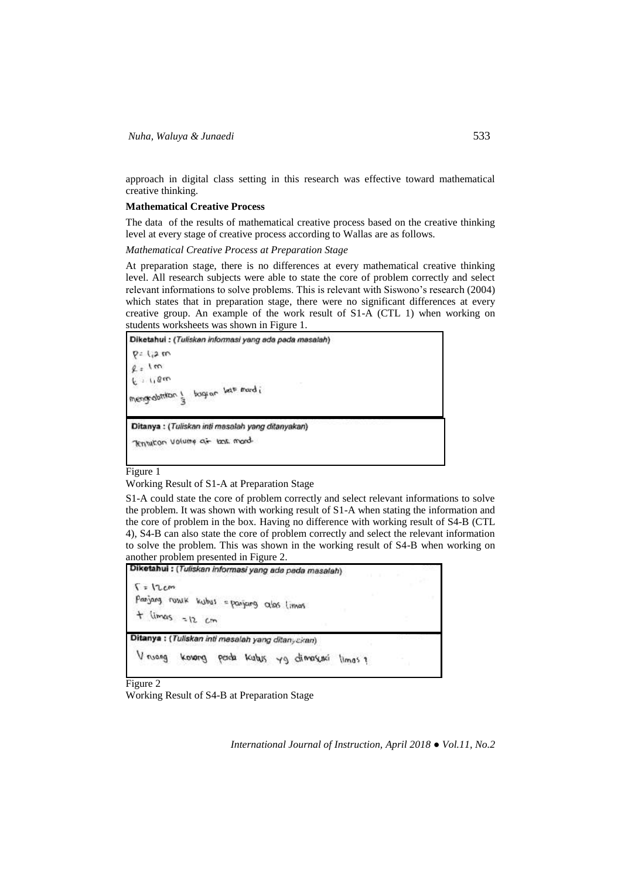approach in digital class setting in this research was effective toward mathematical creative thinking.

**Mathematical Creative Process**

The data of the results of mathematical creative process based on the creative thinking level at every stage of creative process according to Wallas are as follows.

*Mathematical Creative Process at Preparation Stage*

At preparation stage, there is no differences at every mathematical creative thinking level. All research subjects were able to state the core of problem correctly and select relevant informations to solve problems. This is relevant with Siswono's research (2004) which states that in preparation stage, there were no significant differences at every creative group. An example of the work result of S1-A (CTL 1) when working on students worksheets was shown in Figure 1.

**Diketahui : (Tuliskan informasi yang ada pada masalah)**

p = 1,2 m
l = 1 m
t = 1,8 m
mengabaikan 1/3 bagian bak mandi

**Ditanya : (Tuliskan inti masalah yang ditanyakan)**

Tentukan volume air bak mandi.

Figure 1

Working Result of S1-A at Preparation Stage

S1-A could state the core of problem correctly and select relevant informations to solve the problem. It was shown with working result of S1-A when stating the information and the core of problem in the box. Having no difference with working result of S4-B (CTL 4), S4-B can also state the core of problem correctly and select the relevant information to solve the problem. This was shown in the working result of S4-B when working on another problem presented in Figure 2.

**Diketahui : (Tuliskan informasi yang ada pada masalah)**

r = 12 cm
Panjang rusuk kubus = panjang alas limas
+ limas = 12 cm

**Ditanya : (Tuliskan inti masalah yang ditanyakan)**

V ruang kosong pada kubus yg dimasuki limas ?

Figure 2

Working Result of S4-B at Preparation Stage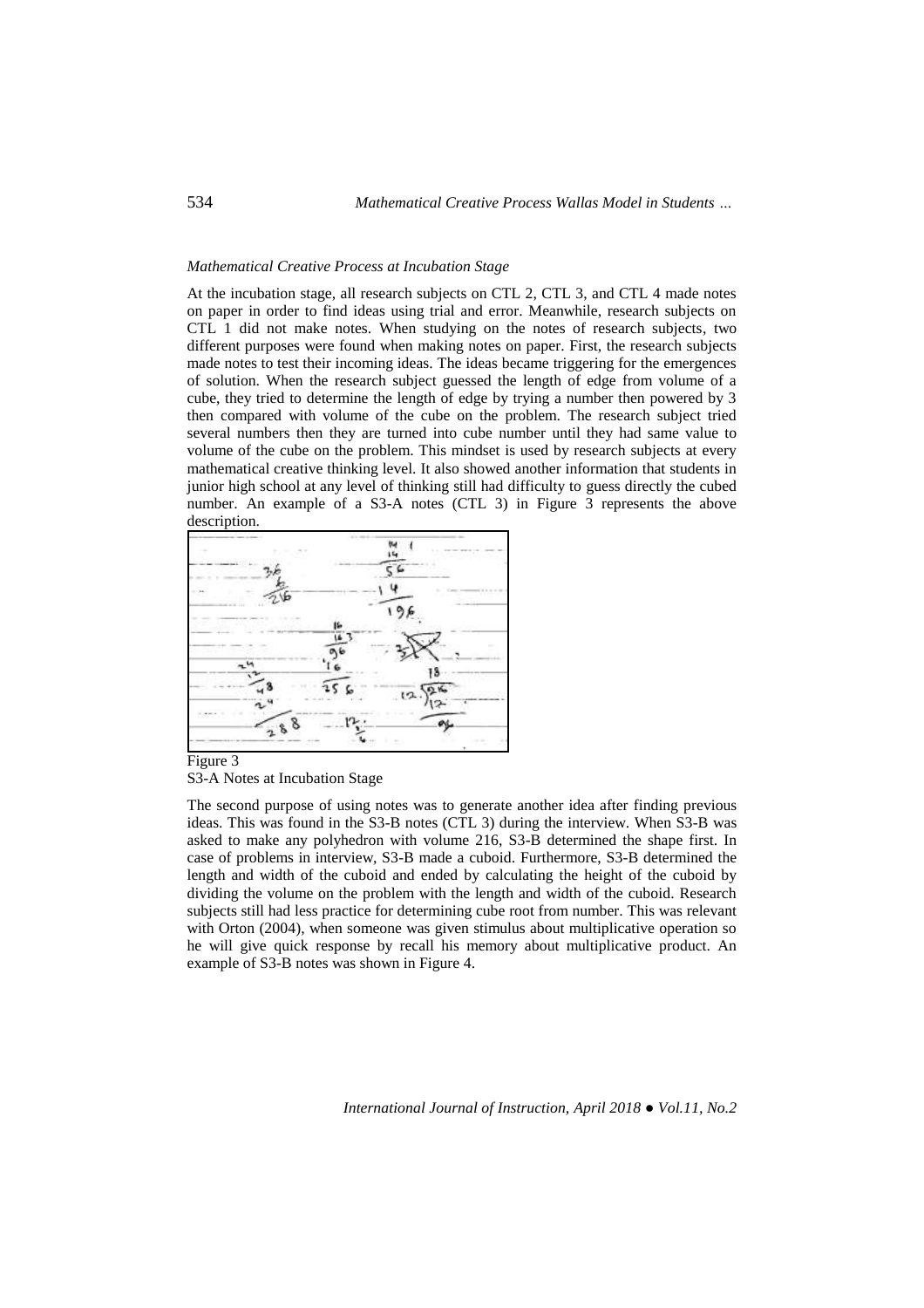*Mathematical Creative Process at Incubation Stage*

At the incubation stage, all research subjects on CTL 2, CTL 3, and CTL 4 made notes on paper in order to find ideas using trial and error. Meanwhile, research subjects on CTL 1 did not make notes. When studying on the notes of research subjects, two different purposes were found when making notes on paper. First, the research subjects made notes to test their incoming ideas. The ideas became triggering for the emergences of solution. When the research subject guessed the length of edge from volume of a cube, they tried to determine the length of edge by trying a number then powered by 3 then compared with volume of the cube on the problem. The research subject tried several numbers then they are turned into cube number until they had same value to volume of the cube on the problem. This mindset is used by research subjects at every mathematical creative thinking level. It also showed another information that students in junior high school at any level of thinking still had difficulty to guess directly the cubed number. An example of a S3-A notes (CTL 3) in Figure 3 represents the above description.

Figure 3
S3-A Notes at Incubation Stage

The second purpose of using notes was to generate another idea after finding previous ideas. This was found in the S3-B notes (CTL 3) during the interview. When S3-B was asked to make any polyhedron with volume 216, S3-B determined the shape first. In case of problems in interview, S3-B made a cuboid. Furthermore, S3-B determined the length and width of the cuboid and ended by calculating the height of the cuboid by dividing the volume on the problem with the length and width of the cuboid. Research subjects still had less practice for determining cube root from number. This was relevant with Orton (2004), when someone was given stimulus about multiplicative operation so he will give quick response by recall his memory about multiplicative product. An example of S3-B notes was shown in Figure 4.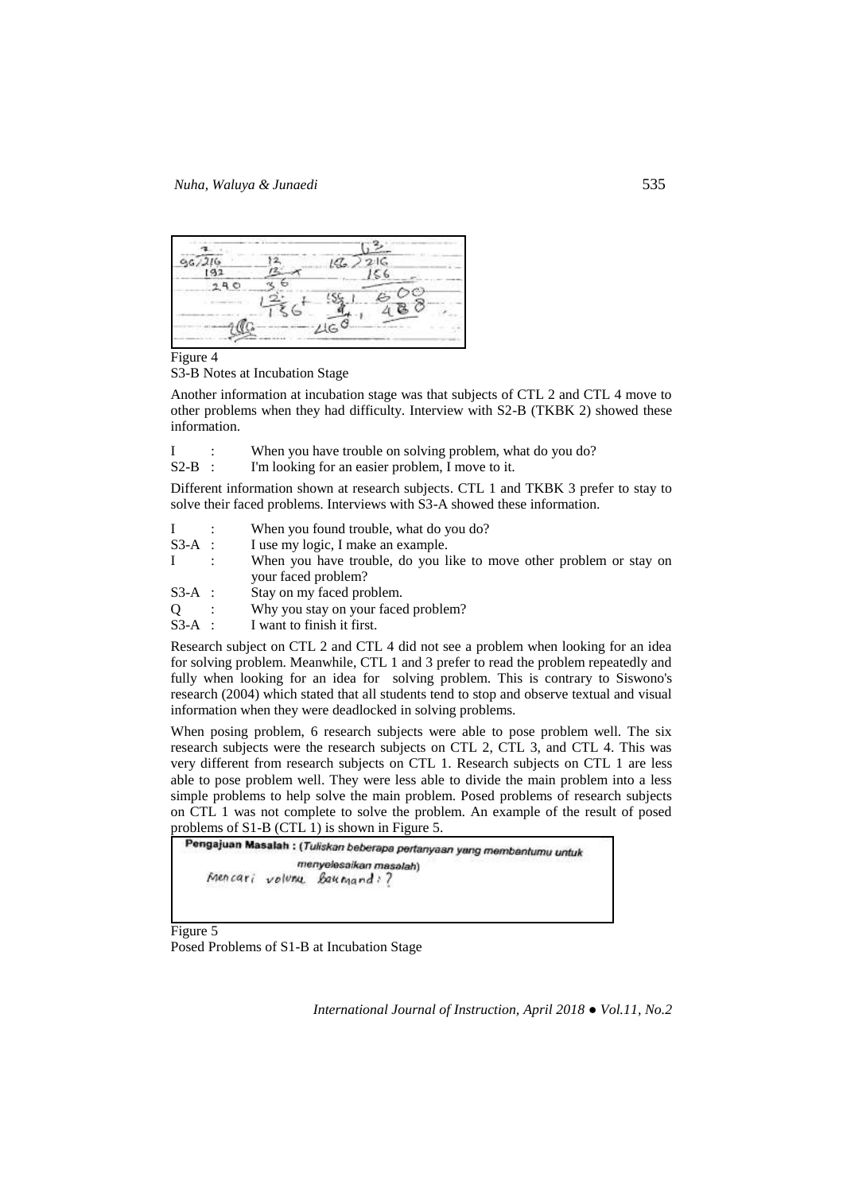Figure 4
S3-B Notes at Incubation Stage

Another information at incubation stage was that subjects of CTL 2 and CTL 4 move to other problems when they had difficulty. Interview with S2-B (TKBK 2) showed these information.

I : When you have trouble on solving problem, what do you do?
S2-B : I'm looking for an easier problem, I move to it.

Different information shown at research subjects. CTL 1 and TKBK 3 prefer to stay to solve their faced problems. Interviews with S3-A showed these information.

I : When you found trouble, what do you do?
S3-A : I use my logic, I make an example.
I : When you have trouble, do you like to move other problem or stay on your faced problem?
S3-A : Stay on my faced problem.
Q : Why you stay on your faced problem?
S3-A : I want to finish it first.

Research subject on CTL 2 and CTL 4 did not see a problem when looking for an idea for solving problem. Meanwhile, CTL 1 and 3 prefer to read the problem repeatedly and fully when looking for an idea for solving problem. This is contrary to Siswono's research (2004) which stated that all students tend to stop and observe textual and visual information when they were deadlocked in solving problems.

When posing problem, 6 research subjects were able to pose problem well. The six research subjects were the research subjects on CTL 2, CTL 3, and CTL 4. This was very different from research subjects on CTL 1. Research subjects on CTL 1 are less able to pose problem well. They were less able to divide the main problem into a less simple problems to help solve the main problem. Posed problems of research subjects on CTL 1 was not complete to solve the problem. An example of the result of posed problems of S1-B (CTL 1) is shown in Figure 5.

Figure 5
Posed Problems of S1-B at Incubation Stage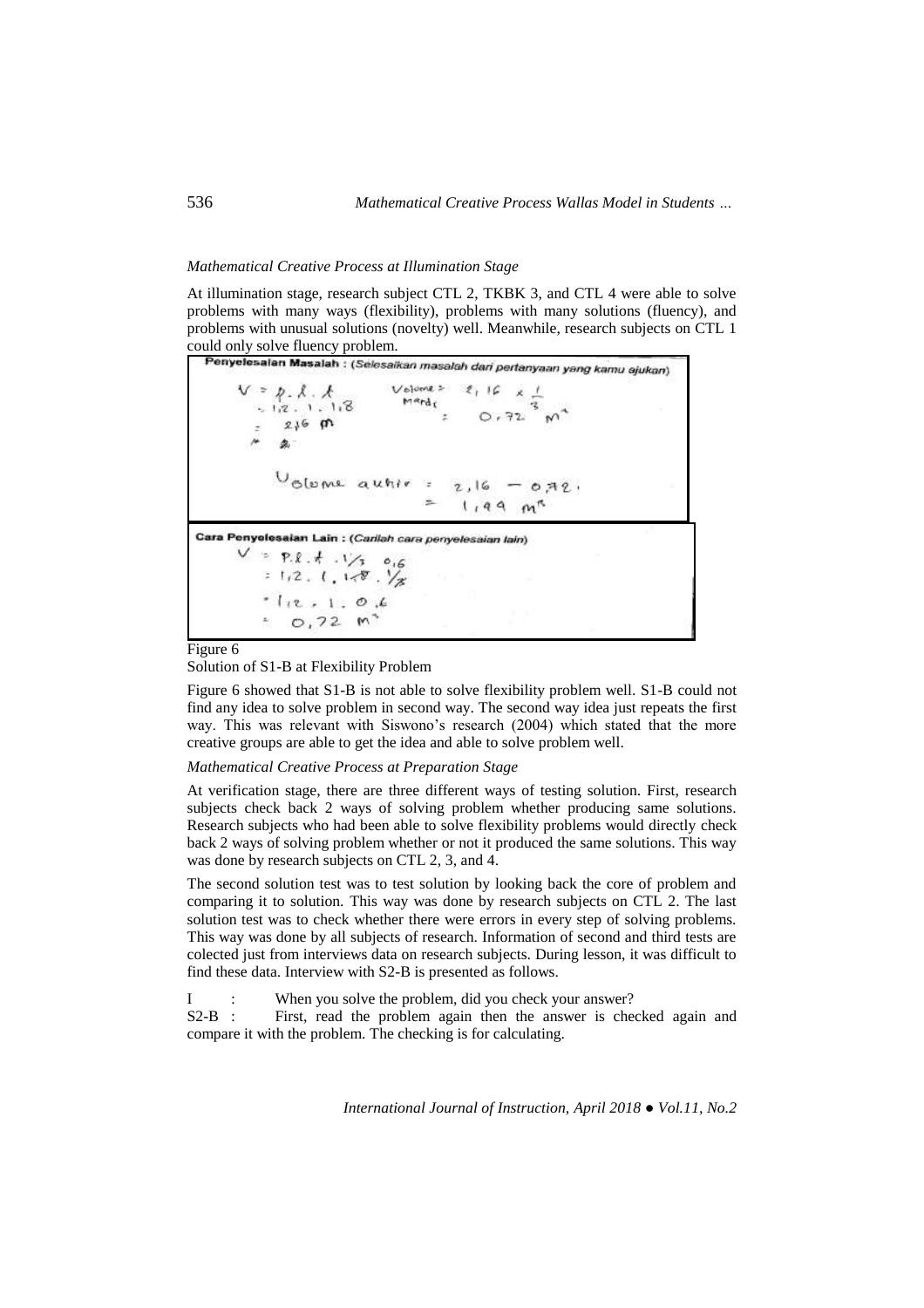*Mathematical Creative Process at Illumination Stage*

At illumination stage, research subject CTL 2, TKBK 3, and CTL 4 were able to solve problems with many ways (flexibility), problems with many solutions (fluency), and problems with unusual solutions (novelty) well. Meanwhile, research subjects on CTL 1 could only solve fluency problem.

**Penyelesaian Masalah :** (*Selesaikan masalah dari pertanyaan yang kamu ajukan*)

$V = p \cdot l \cdot t$
$= 1{,}2 \cdot 1 \cdot 1{,}8$
$= 2{,}16$ m

Volume merah $= 2{,}16 \times \frac{1}{3}$
$= 0{,}72$ m³

Volume akhir $= 2{,}16 - 0{,}72$
$= 1{,}44$ m³

**Cara Penyelesaian Lain :** (*Carilah cara penyelesaian lain*)

$V = p \cdot l \cdot t \cdot 1/3$ &nbsp; $0{,}6$
$= 1{,}2 \cdot 1 \cdot 1{,}8 \cdot 1/3$
$= 1{,}2 \cdot 1 \cdot 0{,}6$
$= 0{,}72$ m³

Figure 6
Solution of S1-B at Flexibility Problem

Figure 6 showed that S1-B is not able to solve flexibility problem well. S1-B could not find any idea to solve problem in second way. The second way idea just repeats the first way. This was relevant with Siswono's research (2004) which stated that the more creative groups are able to get the idea and able to solve problem well.

*Mathematical Creative Process at Preparation Stage*

At verification stage, there are three different ways of testing solution. First, research subjects check back 2 ways of solving problem whether producing same solutions. Research subjects who had been able to solve flexibility problems would directly check back 2 ways of solving problem whether or not it produced the same solutions. This way was done by research subjects on CTL 2, 3, and 4.

The second solution test was to test solution by looking back the core of problem and comparing it to solution. This way was done by research subjects on CTL 2. The last solution test was to check whether there were errors in every step of solving problems. This way was done by all subjects of research. Information of second and third tests are colected just from interviews data on research subjects. During lesson, it was difficult to find these data. Interview with S2-B is presented as follows.

I : When you solve the problem, did you check your answer?

S2-B : First, read the problem again then the answer is checked again and compare it with the problem. The checking is for calculating.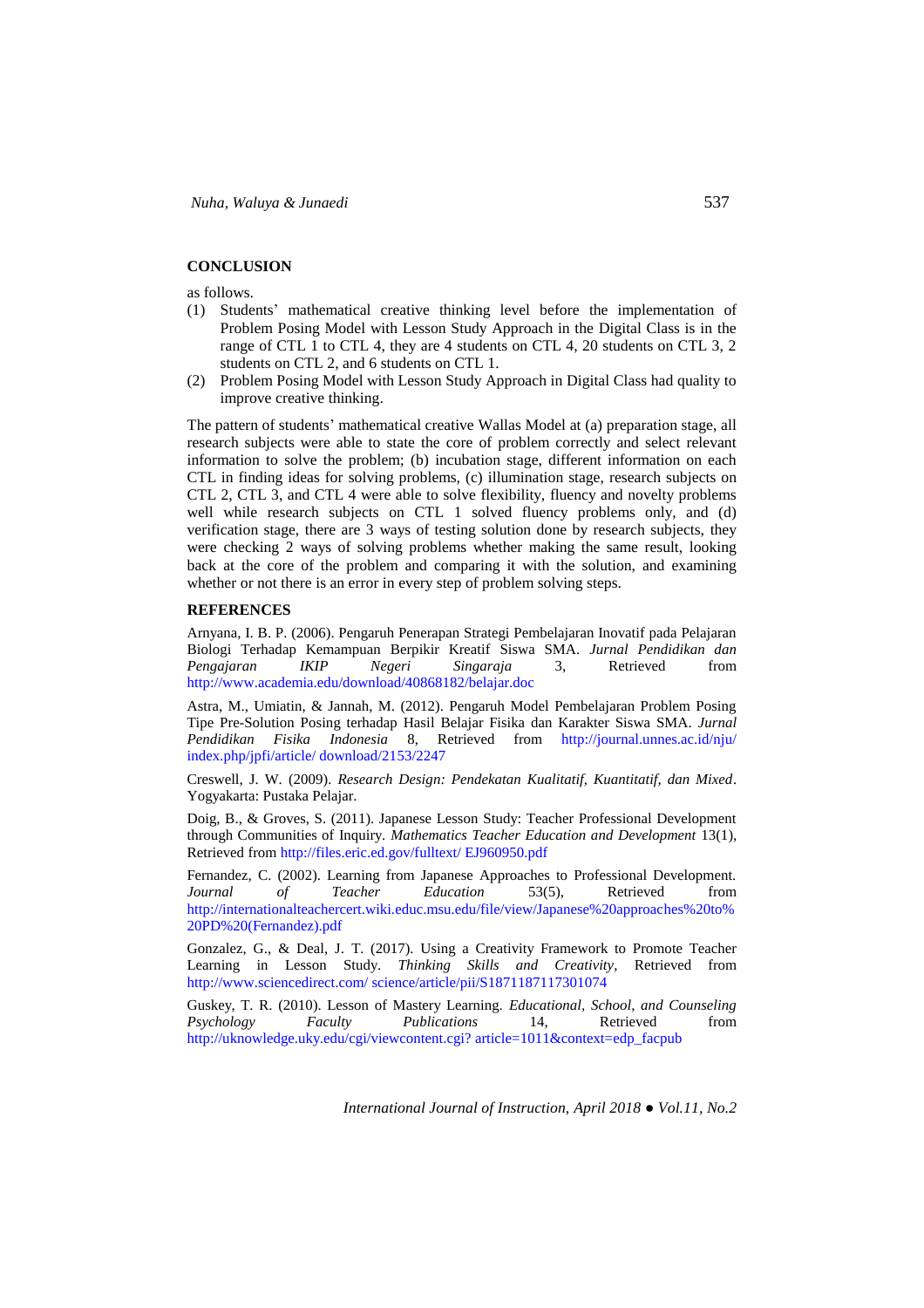## CONCLUSION

as follows.

(1) Students' mathematical creative thinking level before the implementation of Problem Posing Model with Lesson Study Approach in the Digital Class is in the range of CTL 1 to CTL 4, they are 4 students on CTL 4, 20 students on CTL 3, 2 students on CTL 2, and 6 students on CTL 1.

(2) Problem Posing Model with Lesson Study Approach in Digital Class had quality to improve creative thinking.

The pattern of students' mathematical creative Wallas Model at (a) preparation stage, all research subjects were able to state the core of problem correctly and select relevant information to solve the problem; (b) incubation stage, different information on each CTL in finding ideas for solving problems, (c) illumination stage, research subjects on CTL 2, CTL 3, and CTL 4 were able to solve flexibility, fluency and novelty problems well while research subjects on CTL 1 solved fluency problems only, and (d) verification stage, there are 3 ways of testing solution done by research subjects, they were checking 2 ways of solving problems whether making the same result, looking back at the core of the problem and comparing it with the solution, and examining whether or not there is an error in every step of problem solving steps.

## REFERENCES

Arnyana, I. B. P. (2006). Pengaruh Penerapan Strategi Pembelajaran Inovatif pada Pelajaran Biologi Terhadap Kemampuan Berpikir Kreatif Siswa SMA. *Jurnal Pendidikan dan Pengajaran IKIP Negeri Singaraja* 3, Retrieved from http://www.academia.edu/download/40868182/belajar.doc

Astra, M., Umiatin, & Jannah, M. (2012). Pengaruh Model Pembelajaran Problem Posing Tipe Pre-Solution Posing terhadap Hasil Belajar Fisika dan Karakter Siswa SMA. *Jurnal Pendidikan Fisika Indonesia* 8, Retrieved from http://journal.unnes.ac.id/nju/ index.php/jpfi/article/ download/2153/2247

Creswell, J. W. (2009). *Research Design: Pendekatan Kualitatif, Kuantitatif, dan Mixed*. Yogyakarta: Pustaka Pelajar.

Doig, B., & Groves, S. (2011). Japanese Lesson Study: Teacher Professional Development through Communities of Inquiry. *Mathematics Teacher Education and Development* 13(1), Retrieved from http://files.eric.ed.gov/fulltext/ EJ960950.pdf

Fernandez, C. (2002). Learning from Japanese Approaches to Professional Development. *Journal of Teacher Education* 53(5), Retrieved from http://internationalteachercert.wiki.educ.msu.edu/file/view/Japanese%20approaches%20to%20PD%20(Fernandez).pdf

Gonzalez, G., & Deal, J. T. (2017). Using a Creativity Framework to Promote Teacher Learning in Lesson Study. *Thinking Skills and Creativity*, Retrieved from http://www.sciencedirect.com/ science/article/pii/S1871187117301074

Guskey, T. R. (2010). Lesson of Mastery Learning. *Educational, School, and Counseling Psychology Faculty Publications* 14, Retrieved from http://uknowledge.uky.edu/cgi/viewcontent.cgi? article=1011&context=edp_facpub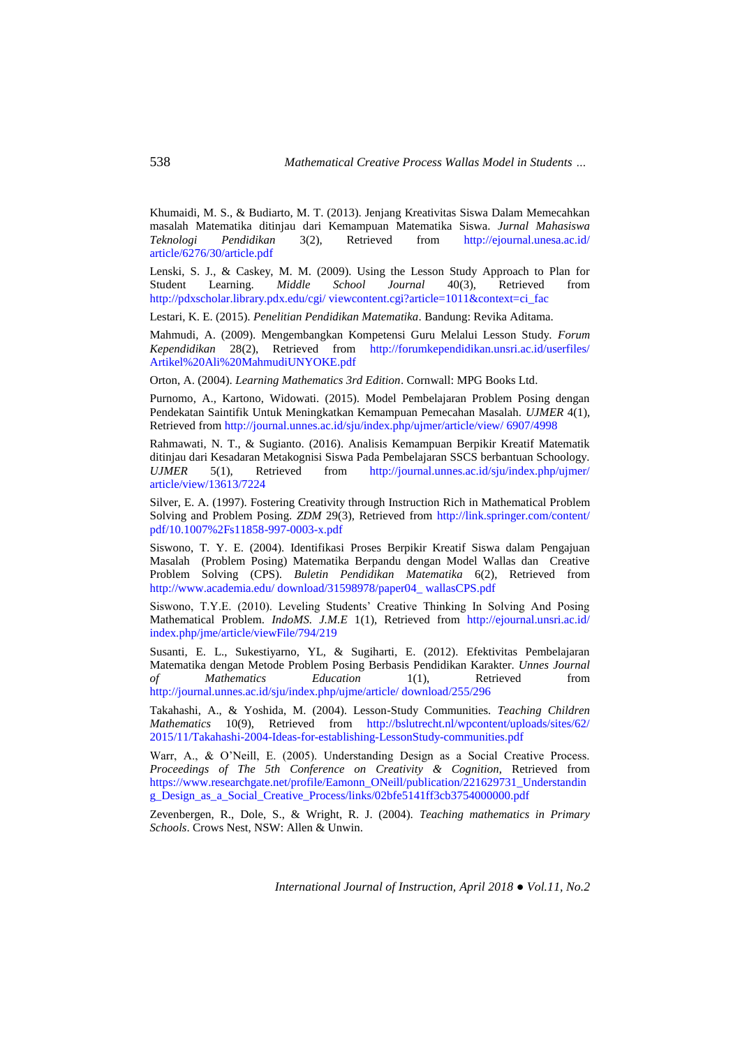Khumaidi, M. S., & Budiarto, M. T. (2013). Jenjang Kreativitas Siswa Dalam Memecahkan masalah Matematika ditinjau dari Kemampuan Matematika Siswa. *Jurnal Mahasiswa Teknologi Pendidikan* 3(2), Retrieved from http://ejournal.unesa.ac.id/article/6276/30/article.pdf

Lenski, S. J., & Caskey, M. M. (2009). Using the Lesson Study Approach to Plan for Student Learning. *Middle School Journal* 40(3), Retrieved from http://pdxscholar.library.pdx.edu/cgi/ viewcontent.cgi?article=1011&context=ci_fac

Lestari, K. E. (2015). *Penelitian Pendidikan Matematika*. Bandung: Revika Aditama.

Mahmudi, A. (2009). Mengembangkan Kompetensi Guru Melalui Lesson Study. *Forum Kependidikan* 28(2), Retrieved from http://forumkependidikan.unsri.ac.id/userfiles/Artikel%20Ali%20MahmudiUNYOKE.pdf

Orton, A. (2004). *Learning Mathematics 3rd Edition*. Cornwall: MPG Books Ltd.

Purnomo, A., Kartono, Widowati. (2015). Model Pembelajaran Problem Posing dengan Pendekatan Saintifik Untuk Meningkatkan Kemampuan Pemecahan Masalah. *UJMER* 4(1), Retrieved from http://journal.unnes.ac.id/sju/index.php/ujmer/article/view/ 6907/4998

Rahmawati, N. T., & Sugianto. (2016). Analisis Kemampuan Berpikir Kreatif Matematik ditinjau dari Kesadaran Metakognisi Siswa Pada Pembelajaran SSCS berbantuan Schoology. *UJMER* 5(1), Retrieved from http://journal.unnes.ac.id/sju/index.php/ujmer/article/view/13613/7224

Silver, E. A. (1997). Fostering Creativity through Instruction Rich in Mathematical Problem Solving and Problem Posing. *ZDM* 29(3), Retrieved from http://link.springer.com/content/pdf/10.1007%2Fs11858-997-0003-x.pdf

Siswono, T. Y. E. (2004). Identifikasi Proses Berpikir Kreatif Siswa dalam Pengajuan Masalah (Problem Posing) Matematika Berpandu dengan Model Wallas dan Creative Problem Solving (CPS). *Buletin Pendidikan Matematika* 6(2), Retrieved from http://www.academia.edu/ download/31598978/paper04_ wallasCPS.pdf

Siswono, T.Y.E. (2010). Leveling Students' Creative Thinking In Solving And Posing Mathematical Problem. *IndoMS. J.M.E* 1(1), Retrieved from http://ejournal.unsri.ac.id/index.php/jme/article/viewFile/794/219

Susanti, E. L., Sukestiyarno, YL, & Sugiharti, E. (2012). Efektivitas Pembelajaran Matematika dengan Metode Problem Posing Berbasis Pendidikan Karakter. *Unnes Journal of Mathematics Education* 1(1), Retrieved from http://journal.unnes.ac.id/sju/index.php/ujme/article/ download/255/296

Takahashi, A., & Yoshida, M. (2004). Lesson-Study Communities. *Teaching Children Mathematics* 10(9), Retrieved from http://bslutrecht.nl/wpcontent/uploads/sites/62/2015/11/Takahashi-2004-Ideas-for-establishing-LessonStudy-communities.pdf

Warr, A., & O'Neill, E. (2005). Understanding Design as a Social Creative Process. *Proceedings of The 5th Conference on Creativity & Cognition*, Retrieved from https://www.researchgate.net/profile/Eamonn_ONeill/publication/221629731_Understanding_Design_as_a_Social_Creative_Process/links/02bfe5141ff3cb3754000000.pdf

Zevenbergen, R., Dole, S., & Wright, R. J. (2004). *Teaching mathematics in Primary Schools*. Crows Nest, NSW: Allen & Unwin.